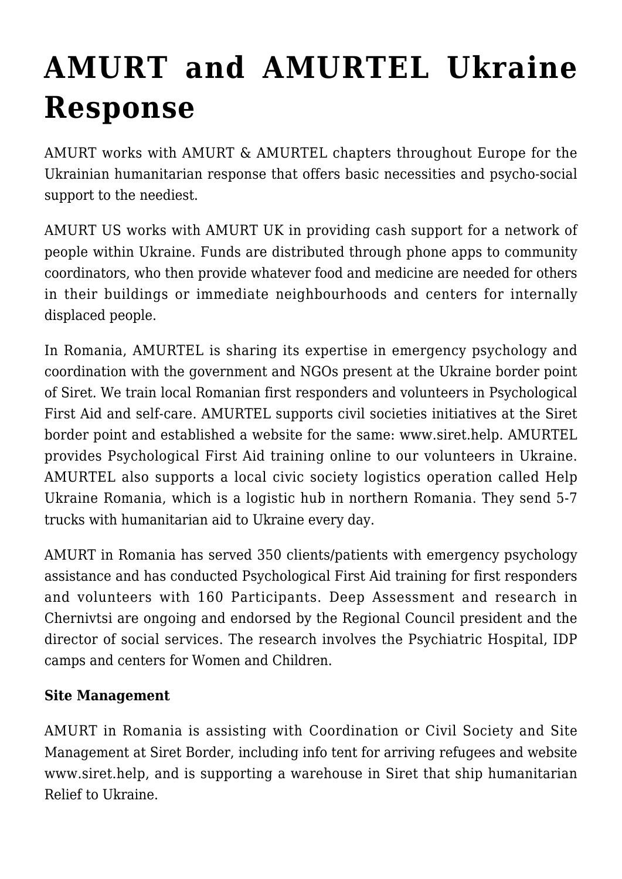# AMURT and AMURTEL Ukraine Response

AMURT works with AMURT & AMURTEL chapters throughout Europe for the Ukrainian humanitarian response that offers basic necessities and psycho-social support to the neediest.

AMURT US works with AMURT UK in providing cash support for a network of people within Ukraine. Funds are distributed through phone apps to community coordinators, who then provide whatever food and medicine are needed for others in their buildings or immediate neighbourhoods and centers for internally displaced people.

In Romania, AMURTEL is sharing its expertise in emergency psychology and coordination with the government and NGOs present at the Ukraine border point of Siret. We train local Romanian first responders and volunteers in Psychological First Aid and self-care. AMURTEL supports civil societies initiatives at the Siret border point and established a website for the same: www.siret.help. AMURTEL provides Psychological First Aid training online to our volunteers in Ukraine. AMURTEL also supports a local civic society logistics operation called Help Ukraine Romania, which is a logistic hub in northern Romania. They send 5-7 trucks with humanitarian aid to Ukraine every day.

AMURT in Romania has served 350 clients/patients with emergency psychology assistance and has conducted Psychological First Aid training for first responders and volunteers with 160 Participants. Deep Assessment and research in Chernivtsi are ongoing and endorsed by the Regional Council president and the director of social services. The research involves the Psychiatric Hospital, IDP camps and centers for Women and Children.

**Site Management**

AMURT in Romania is assisting with Coordination or Civil Society and Site Management at Siret Border, including info tent for arriving refugees and website www.siret.help, and is supporting a warehouse in Siret that ship humanitarian Relief to Ukraine.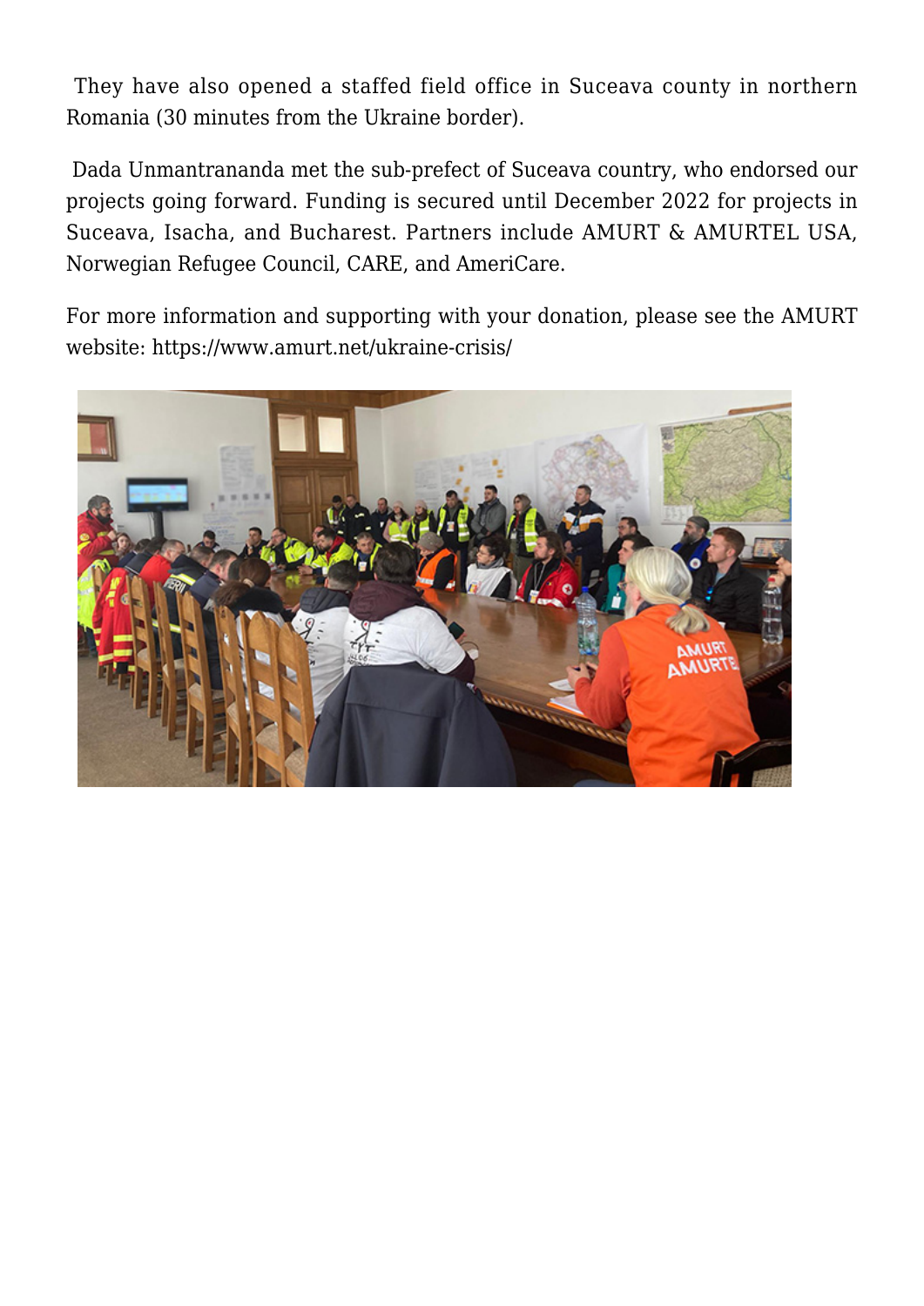They have also opened a staffed field office in Suceava county in northern Romania (30 minutes from the Ukraine border).

Dada Unmantrananda met the sub-prefect of Suceava country, who endorsed our projects going forward. Funding is secured until December 2022 for projects in Suceava, Isacha, and Bucharest. Partners include AMURT & AMURTEL USA, Norwegian Refugee Council, CARE, and AmeriCare.

For more information and supporting with your donation, please see the AMURT website: https://www.amurt.net/ukraine-crisis/